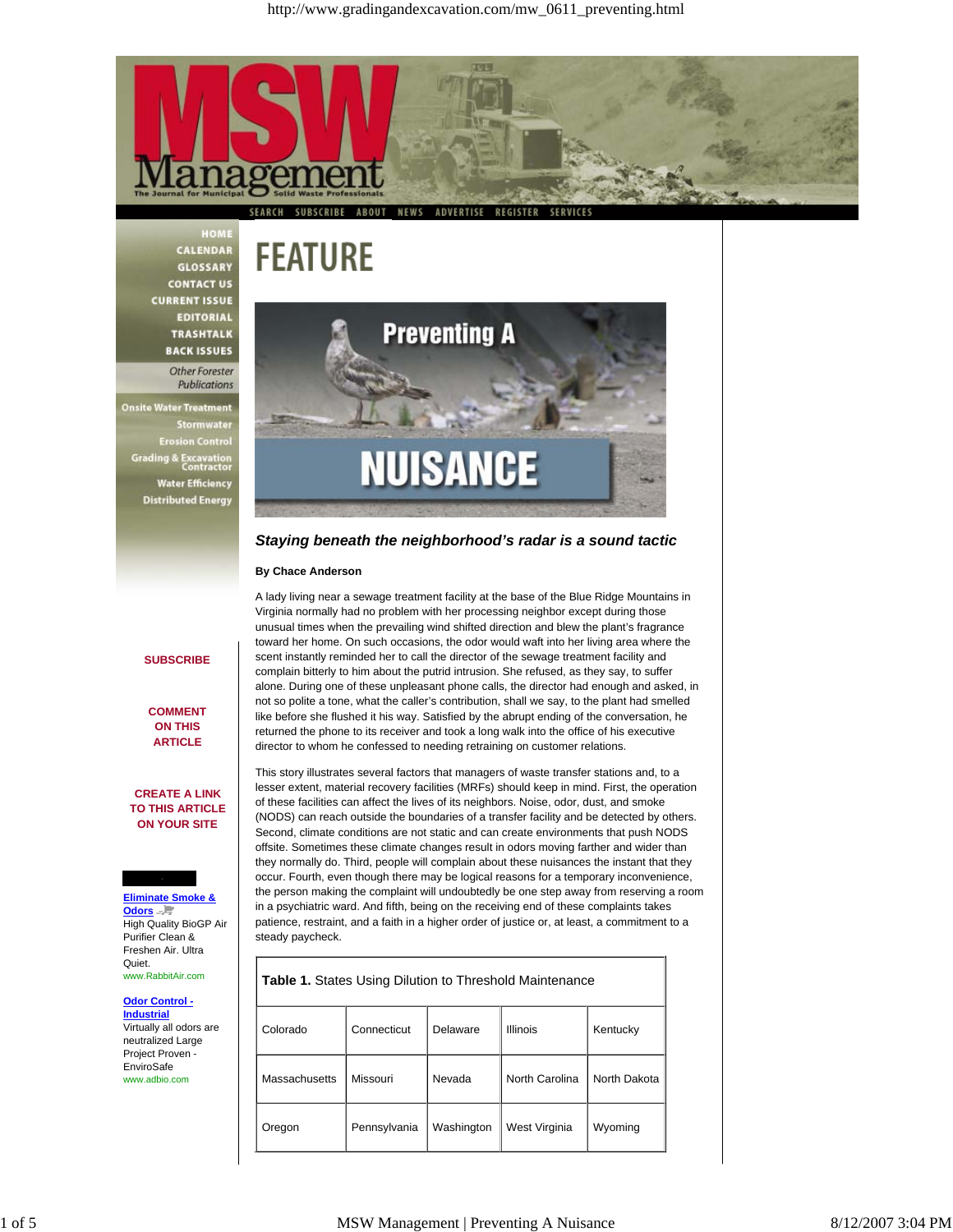# FEATURE

# Preventing A NUISANCE

***Staying beneath the neighborhood's radar is a sound tactic***

**By Chace Anderson**

A lady living near a sewage treatment facility at the base of the Blue Ridge Mountains in Virginia normally had no problem with her processing neighbor except during those unusual times when the prevailing wind shifted direction and blew the plant's fragrance toward her home. On such occasions, the odor would waft into her living area where the scent instantly reminded her to call the director of the sewage treatment facility and complain bitterly to him about the putrid intrusion. She refused, as they say, to suffer alone. During one of these unpleasant phone calls, the director had enough and asked, in not so polite a tone, what the caller's contribution, shall we say, to the plant had smelled like before she flushed it his way. Satisfied by the abrupt ending of the conversation, he returned the phone to its receiver and took a long walk into the office of his executive director to whom he confessed to needing retraining on customer relations.

This story illustrates several factors that managers of waste transfer stations and, to a lesser extent, material recovery facilities (MRFs) should keep in mind. First, the operation of these facilities can affect the lives of its neighbors. Noise, odor, dust, and smoke (NODS) can reach outside the boundaries of a transfer facility and be detected by others. Second, climate conditions are not static and can create environments that push NODS offsite. Sometimes these climate changes result in odors moving farther and wider than they normally do. Third, people will complain about these nuisances the instant that they occur. Fourth, even though there may be logical reasons for a temporary inconvenience, the person making the complaint will undoubtedly be one step away from reserving a room in a psychiatric ward. And fifth, being on the receiving end of these complaints takes patience, restraint, and a faith in a higher order of justice or, at least, a commitment to a steady paycheck.

**Table 1.** States Using Dilution to Threshold Maintenance

| | | | | |
|---|---|---|---|---|
| Colorado | Connecticut | Delaware | Illinois | Kentucky |
| Massachusetts | Missouri | Nevada | North Carolina | North Dakota |
| Oregon | Pennsylvania | Washington | West Virginia | Wyoming |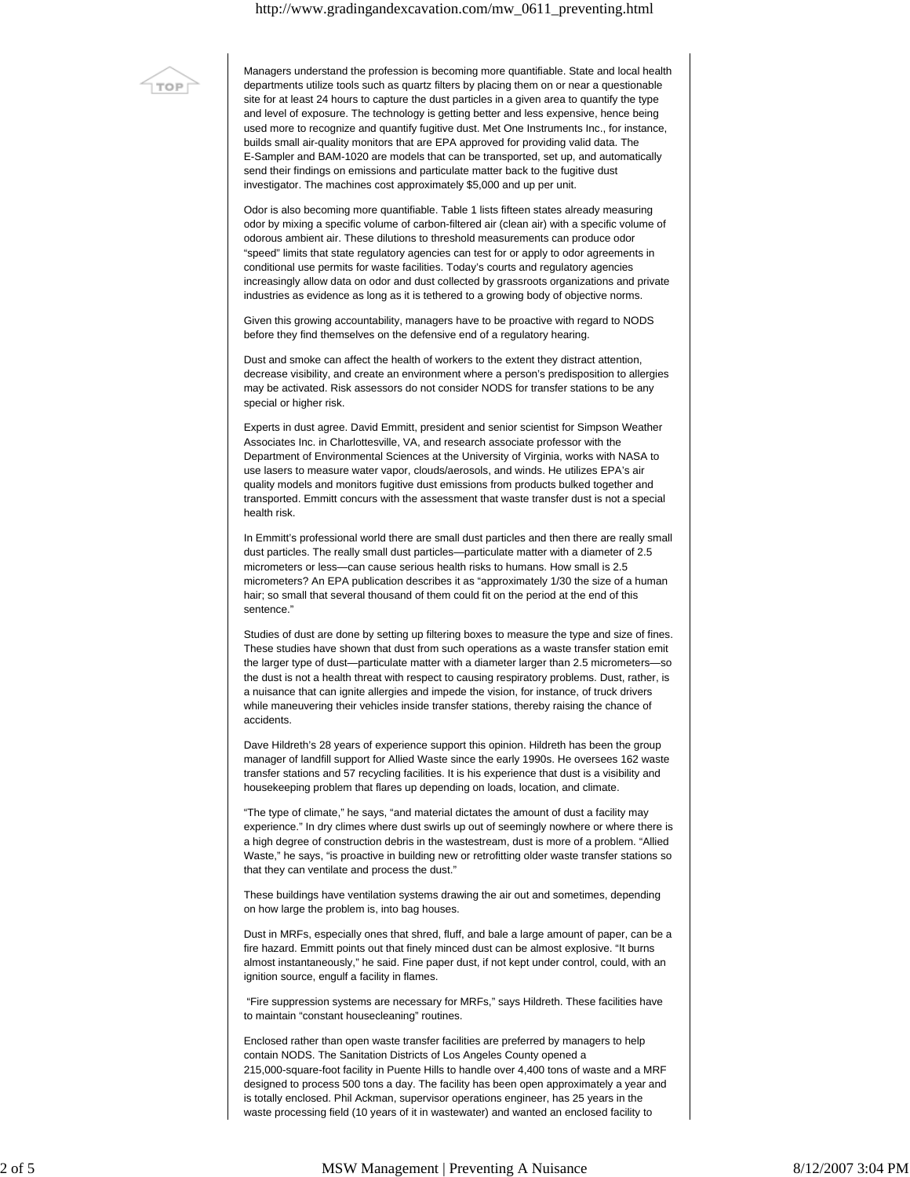Managers understand the profession is becoming more quantifiable. State and local health departments utilize tools such as quartz filters by placing them on or near a questionable site for at least 24 hours to capture the dust particles in a given area to quantify the type and level of exposure. The technology is getting better and less expensive, hence being used more to recognize and quantify fugitive dust. Met One Instruments Inc., for instance, builds small air-quality monitors that are EPA approved for providing valid data. The E-Sampler and BAM-1020 are models that can be transported, set up, and automatically send their findings on emissions and particulate matter back to the fugitive dust investigator. The machines cost approximately $5,000 and up per unit.

Odor is also becoming more quantifiable. Table 1 lists fifteen states already measuring odor by mixing a specific volume of carbon-filtered air (clean air) with a specific volume of odorous ambient air. These dilutions to threshold measurements can produce odor "speed" limits that state regulatory agencies can test for or apply to odor agreements in conditional use permits for waste facilities. Today's courts and regulatory agencies increasingly allow data on odor and dust collected by grassroots organizations and private industries as evidence as long as it is tethered to a growing body of objective norms.

Given this growing accountability, managers have to be proactive with regard to NODS before they find themselves on the defensive end of a regulatory hearing.

Dust and smoke can affect the health of workers to the extent they distract attention, decrease visibility, and create an environment where a person's predisposition to allergies may be activated. Risk assessors do not consider NODS for transfer stations to be any special or higher risk.

Experts in dust agree. David Emmitt, president and senior scientist for Simpson Weather Associates Inc. in Charlottesville, VA, and research associate professor with the Department of Environmental Sciences at the University of Virginia, works with NASA to use lasers to measure water vapor, clouds/aerosols, and winds. He utilizes EPA's air quality models and monitors fugitive dust emissions from products bulked together and transported. Emmitt concurs with the assessment that waste transfer dust is not a special health risk.

In Emmitt's professional world there are small dust particles and then there are really small dust particles. The really small dust particles—particulate matter with a diameter of 2.5 micrometers or less—can cause serious health risks to humans. How small is 2.5 micrometers? An EPA publication describes it as "approximately 1/30 the size of a human hair; so small that several thousand of them could fit on the period at the end of this sentence."

Studies of dust are done by setting up filtering boxes to measure the type and size of fines. These studies have shown that dust from such operations as a waste transfer station emit the larger type of dust—particulate matter with a diameter larger than 2.5 micrometers—so the dust is not a health threat with respect to causing respiratory problems. Dust, rather, is a nuisance that can ignite allergies and impede the vision, for instance, of truck drivers while maneuvering their vehicles inside transfer stations, thereby raising the chance of accidents.

Dave Hildreth's 28 years of experience support this opinion. Hildreth has been the group manager of landfill support for Allied Waste since the early 1990s. He oversees 162 waste transfer stations and 57 recycling facilities. It is his experience that dust is a visibility and housekeeping problem that flares up depending on loads, location, and climate.

"The type of climate," he says, "and material dictates the amount of dust a facility may experience." In dry climes where dust swirls up out of seemingly nowhere or where there is a high degree of construction debris in the wastestream, dust is more of a problem. "Allied Waste," he says, "is proactive in building new or retrofitting older waste transfer stations so that they can ventilate and process the dust."

These buildings have ventilation systems drawing the air out and sometimes, depending on how large the problem is, into bag houses.

Dust in MRFs, especially ones that shred, fluff, and bale a large amount of paper, can be a fire hazard. Emmitt points out that finely minced dust can be almost explosive. "It burns almost instantaneously," he said. Fine paper dust, if not kept under control, could, with an ignition source, engulf a facility in flames.

"Fire suppression systems are necessary for MRFs," says Hildreth. These facilities have to maintain "constant housecleaning" routines.

Enclosed rather than open waste transfer facilities are preferred by managers to help contain NODS. The Sanitation Districts of Los Angeles County opened a 215,000-square-foot facility in Puente Hills to handle over 4,400 tons of waste and a MRF designed to process 500 tons a day. The facility has been open approximately a year and is totally enclosed. Phil Ackman, supervisor operations engineer, has 25 years in the waste processing field (10 years of it in wastewater) and wanted an enclosed facility to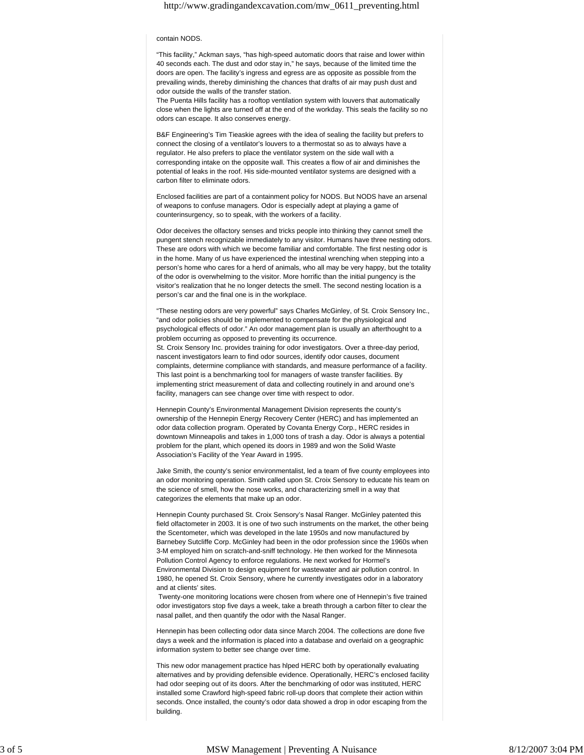contain NODS.

"This facility," Ackman says, "has high-speed automatic doors that raise and lower within 40 seconds each. The dust and odor stay in," he says, because of the limited time the doors are open. The facility's ingress and egress are as opposite as possible from the prevailing winds, thereby diminishing the chances that drafts of air may push dust and odor outside the walls of the transfer station.
The Puenta Hills facility has a rooftop ventilation system with louvers that automatically close when the lights are turned off at the end of the workday. This seals the facility so no odors can escape. It also conserves energy.

B&F Engineering's Tim Tieaskie agrees with the idea of sealing the facility but prefers to connect the closing of a ventilator's louvers to a thermostat so as to always have a regulator. He also prefers to place the ventilator system on the side wall with a corresponding intake on the opposite wall. This creates a flow of air and diminishes the potential of leaks in the roof. His side-mounted ventilator systems are designed with a carbon filter to eliminate odors.

Enclosed facilities are part of a containment policy for NODS. But NODS have an arsenal of weapons to confuse managers. Odor is especially adept at playing a game of counterinsurgency, so to speak, with the workers of a facility.

Odor deceives the olfactory senses and tricks people into thinking they cannot smell the pungent stench recognizable immediately to any visitor. Humans have three nesting odors. These are odors with which we become familiar and comfortable. The first nesting odor is in the home. Many of us have experienced the intestinal wrenching when stepping into a person's home who cares for a herd of animals, who all may be very happy, but the totality of the odor is overwhelming to the visitor. More horrific than the initial pungency is the visitor's realization that he no longer detects the smell. The second nesting location is a person's car and the final one is in the workplace.

"These nesting odors are very powerful" says Charles McGinley, of St. Croix Sensory Inc., "and odor policies should be implemented to compensate for the physiological and psychological effects of odor." An odor management plan is usually an afterthought to a problem occurring as opposed to preventing its occurrence.
St. Croix Sensory Inc. provides training for odor investigators. Over a three-day period, nascent investigators learn to find odor sources, identify odor causes, document complaints, determine compliance with standards, and measure performance of a facility. This last point is a benchmarking tool for managers of waste transfer facilities. By implementing strict measurement of data and collecting routinely in and around one's facility, managers can see change over time with respect to odor.

Hennepin County's Environmental Management Division represents the county's ownership of the Hennepin Energy Recovery Center (HERC) and has implemented an odor data collection program. Operated by Covanta Energy Corp., HERC resides in downtown Minneapolis and takes in 1,000 tons of trash a day. Odor is always a potential problem for the plant, which opened its doors in 1989 and won the Solid Waste Association's Facility of the Year Award in 1995.

Jake Smith, the county's senior environmentalist, led a team of five county employees into an odor monitoring operation. Smith called upon St. Croix Sensory to educate his team on the science of smell, how the nose works, and characterizing smell in a way that categorizes the elements that make up an odor.

Hennepin County purchased St. Croix Sensory's Nasal Ranger. McGinley patented this field olfactometer in 2003. It is one of two such instruments on the market, the other being the Scentometer, which was developed in the late 1950s and now manufactured by Barnebey Sutcliffe Corp. McGinley had been in the odor profession since the 1960s when 3-M employed him on scratch-and-sniff technology. He then worked for the Minnesota Pollution Control Agency to enforce regulations. He next worked for Hormel's Environmental Division to design equipment for wastewater and air pollution control. In 1980, he opened St. Croix Sensory, where he currently investigates odor in a laboratory and at clients' sites.
Twenty-one monitoring locations were chosen from where one of Hennepin's five trained odor investigators stop five days a week, take a breath through a carbon filter to clear the nasal pallet, and then quantify the odor with the Nasal Ranger.

Hennepin has been collecting odor data since March 2004. The collections are done five days a week and the information is placed into a database and overlaid on a geographic information system to better see change over time.

This new odor management practice has hlped HERC both by operationally evaluating alternatives and by providing defensible evidence. Operationally, HERC's enclosed facility had odor seeping out of its doors. After the benchmarking of odor was instituted, HERC installed some Crawford high-speed fabric roll-up doors that complete their action within seconds. Once installed, the county's odor data showed a drop in odor escaping from the building.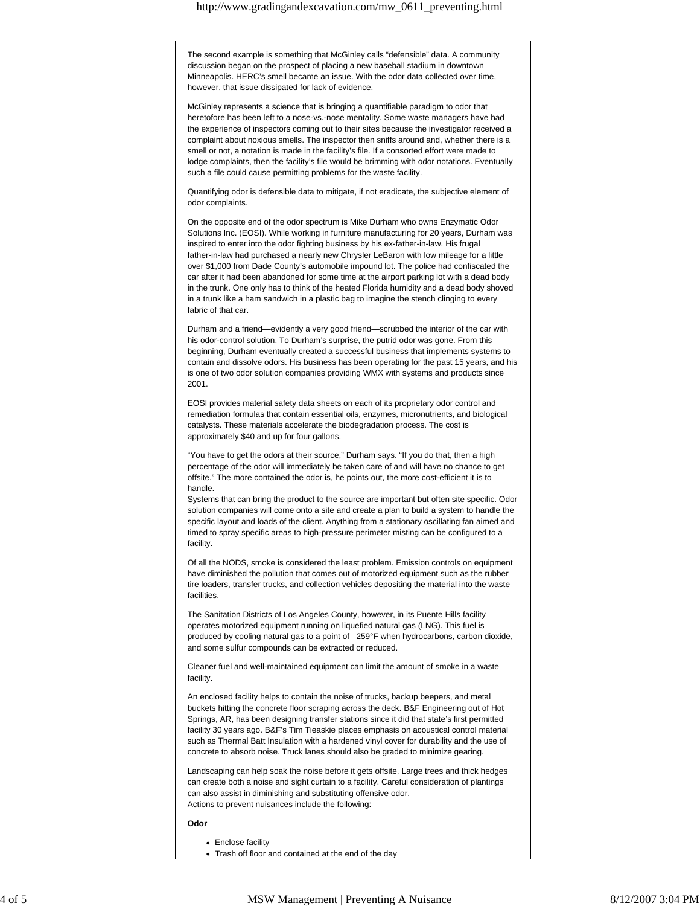The second example is something that McGinley calls "defensible" data. A community discussion began on the prospect of placing a new baseball stadium in downtown Minneapolis. HERC's smell became an issue. With the odor data collected over time, however, that issue dissipated for lack of evidence.

McGinley represents a science that is bringing a quantifiable paradigm to odor that heretofore has been left to a nose-vs.-nose mentality. Some waste managers have had the experience of inspectors coming out to their sites because the investigator received a complaint about noxious smells. The inspector then sniffs around and, whether there is a smell or not, a notation is made in the facility's file. If a consorted effort were made to lodge complaints, then the facility's file would be brimming with odor notations. Eventually such a file could cause permitting problems for the waste facility.

Quantifying odor is defensible data to mitigate, if not eradicate, the subjective element of odor complaints.

On the opposite end of the odor spectrum is Mike Durham who owns Enzymatic Odor Solutions Inc. (EOSI). While working in furniture manufacturing for 20 years, Durham was inspired to enter into the odor fighting business by his ex-father-in-law. His frugal father-in-law had purchased a nearly new Chrysler LeBaron with low mileage for a little over $1,000 from Dade County's automobile impound lot. The police had confiscated the car after it had been abandoned for some time at the airport parking lot with a dead body in the trunk. One only has to think of the heated Florida humidity and a dead body shoved in a trunk like a ham sandwich in a plastic bag to imagine the stench clinging to every fabric of that car.

Durham and a friend—evidently a very good friend—scrubbed the interior of the car with his odor-control solution. To Durham's surprise, the putrid odor was gone. From this beginning, Durham eventually created a successful business that implements systems to contain and dissolve odors. His business has been operating for the past 15 years, and his is one of two odor solution companies providing WMX with systems and products since 2001.

EOSI provides material safety data sheets on each of its proprietary odor control and remediation formulas that contain essential oils, enzymes, micronutrients, and biological catalysts. These materials accelerate the biodegradation process. The cost is approximately $40 and up for four gallons.

"You have to get the odors at their source," Durham says. "If you do that, then a high percentage of the odor will immediately be taken care of and will have no chance to get offsite." The more contained the odor is, he points out, the more cost-efficient it is to handle.

Systems that can bring the product to the source are important but often site specific. Odor solution companies will come onto a site and create a plan to build a system to handle the specific layout and loads of the client. Anything from a stationary oscillating fan aimed and timed to spray specific areas to high-pressure perimeter misting can be configured to a facility.

Of all the NODS, smoke is considered the least problem. Emission controls on equipment have diminished the pollution that comes out of motorized equipment such as the rubber tire loaders, transfer trucks, and collection vehicles depositing the material into the waste facilities.

The Sanitation Districts of Los Angeles County, however, in its Puente Hills facility operates motorized equipment running on liquefied natural gas (LNG). This fuel is produced by cooling natural gas to a point of –259°F when hydrocarbons, carbon dioxide, and some sulfur compounds can be extracted or reduced.

Cleaner fuel and well-maintained equipment can limit the amount of smoke in a waste facility.

An enclosed facility helps to contain the noise of trucks, backup beepers, and metal buckets hitting the concrete floor scraping across the deck. B&F Engineering out of Hot Springs, AR, has been designing transfer stations since it did that state's first permitted facility 30 years ago. B&F's Tim Tieaskie places emphasis on acoustical control material such as Thermal Batt Insulation with a hardened vinyl cover for durability and the use of concrete to absorb noise. Truck lanes should also be graded to minimize gearing.

Landscaping can help soak the noise before it gets offsite. Large trees and thick hedges can create both a noise and sight curtain to a facility. Careful consideration of plantings can also assist in diminishing and substituting offensive odor.

Actions to prevent nuisances include the following:

**Odor**

- Enclose facility
- Trash off floor and contained at the end of the day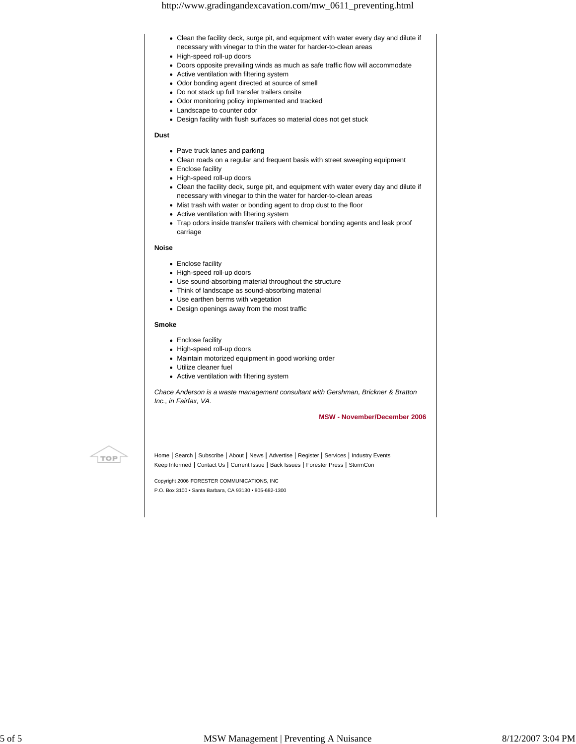- Clean the facility deck, surge pit, and equipment with water every day and dilute if necessary with vinegar to thin the water for harder-to-clean areas
- High-speed roll-up doors
- Doors opposite prevailing winds as much as safe traffic flow will accommodate
- Active ventilation with filtering system
- Odor bonding agent directed at source of smell
- Do not stack up full transfer trailers onsite
- Odor monitoring policy implemented and tracked
- Landscape to counter odor
- Design facility with flush surfaces so material does not get stuck

**Dust**

- Pave truck lanes and parking
- Clean roads on a regular and frequent basis with street sweeping equipment
- Enclose facility
- High-speed roll-up doors
- Clean the facility deck, surge pit, and equipment with water every day and dilute if necessary with vinegar to thin the water for harder-to-clean areas
- Mist trash with water or bonding agent to drop dust to the floor
- Active ventilation with filtering system
- Trap odors inside transfer trailers with chemical bonding agents and leak proof carriage

**Noise**

- Enclose facility
- High-speed roll-up doors
- Use sound-absorbing material throughout the structure
- Think of landscape as sound-absorbing material
- Use earthen berms with vegetation
- Design openings away from the most traffic

**Smoke**

- Enclose facility
- High-speed roll-up doors
- Maintain motorized equipment in good working order
- Utilize cleaner fuel
- Active ventilation with filtering system

*Chace Anderson is a waste management consultant with Gershman, Brickner & Bratton Inc., in Fairfax, VA.*

**MSW - November/December 2006**

TOP

Home | Search | Subscribe | About | News | Advertise | Register | Services | Industry Events
Keep Informed | Contact Us | Current Issue | Back Issues | Forester Press | StormCon

Copyright 2006 FORESTER COMMUNICATIONS, INC
P.O. Box 3100 • Santa Barbara, CA 93130 • 805-682-1300